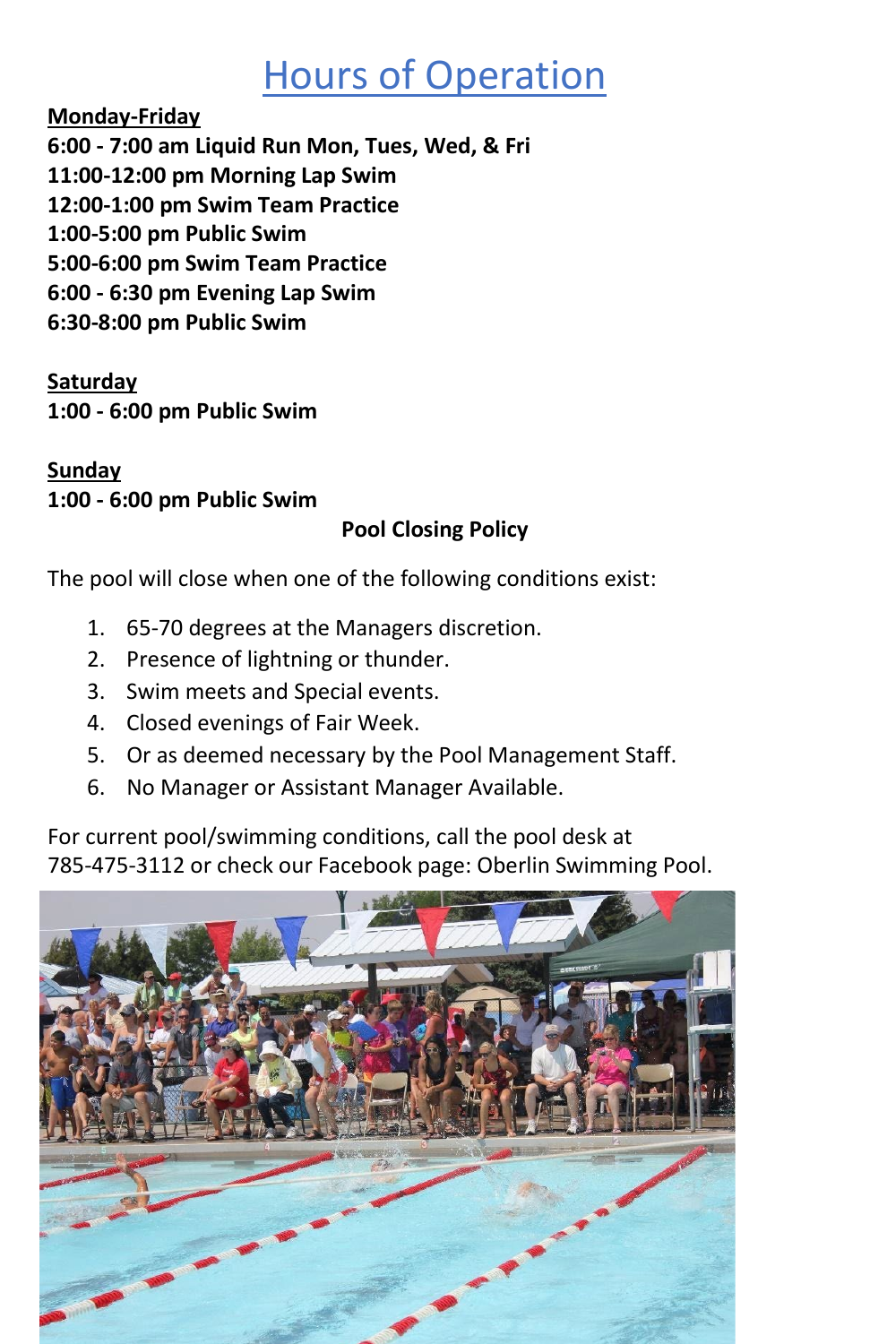# Hours of Operation

**Monday-Friday**

**6:00 - 7:00 am Liquid Run Mon, Tues, Wed, & Fri**
**11:00-12:00 pm Morning Lap Swim**
**12:00-1:00 pm Swim Team Practice**
**1:00-5:00 pm Public Swim**
**5:00-6:00 pm Swim Team Practice**
**6:00 - 6:30 pm Evening Lap Swim**
**6:30-8:00 pm Public Swim**

**Saturday**

**1:00 - 6:00 pm Public Swim**

**Sunday**

**1:00 - 6:00 pm Public Swim**

**Pool Closing Policy**

The pool will close when one of the following conditions exist:

1. 65-70 degrees at the Managers discretion.
2. Presence of lightning or thunder.
3. Swim meets and Special events.
4. Closed evenings of Fair Week.
5. Or as deemed necessary by the Pool Management Staff.
6. No Manager or Assistant Manager Available.

For current pool/swimming conditions, call the pool desk at 785-475-3112 or check our Facebook page: Oberlin Swimming Pool.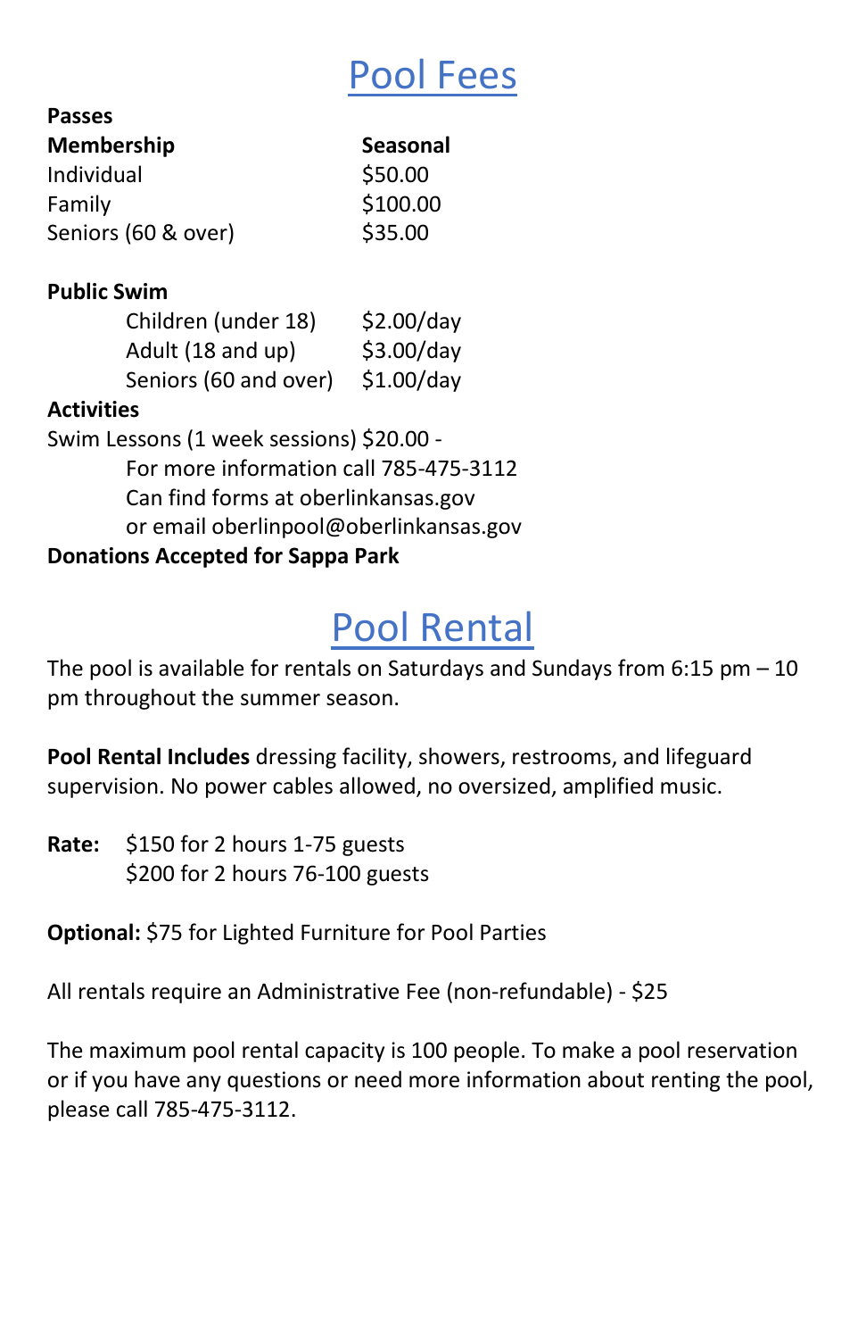# Pool Fees

**Passes**

| **Membership** | **Seasonal** |
|---|---|
| Individual | $50.00 |
| Family | $100.00 |
| Seniors (60 & over) | $35.00 |

**Public Swim**

| | |
|---|---|
| Children (under 18) | $2.00/day |
| Adult (18 and up) | $3.00/day |
| Seniors (60 and over) | $1.00/day |

**Activities**

Swim Lessons (1 week sessions) $20.00 -
For more information call 785-475-3112
Can find forms at oberlinkansas.gov
or email oberlinpool@oberlinkansas.gov

**Donations Accepted for Sappa Park**

# Pool Rental

The pool is available for rentals on Saturdays and Sundays from 6:15 pm – 10 pm throughout the summer season.

**Pool Rental Includes** dressing facility, showers, restrooms, and lifeguard supervision. No power cables allowed, no oversized, amplified music.

**Rate:** $150 for 2 hours 1-75 guests
$200 for 2 hours 76-100 guests

**Optional:** $75 for Lighted Furniture for Pool Parties

All rentals require an Administrative Fee (non-refundable) - $25

The maximum pool rental capacity is 100 people. To make a pool reservation or if you have any questions or need more information about renting the pool, please call 785-475-3112.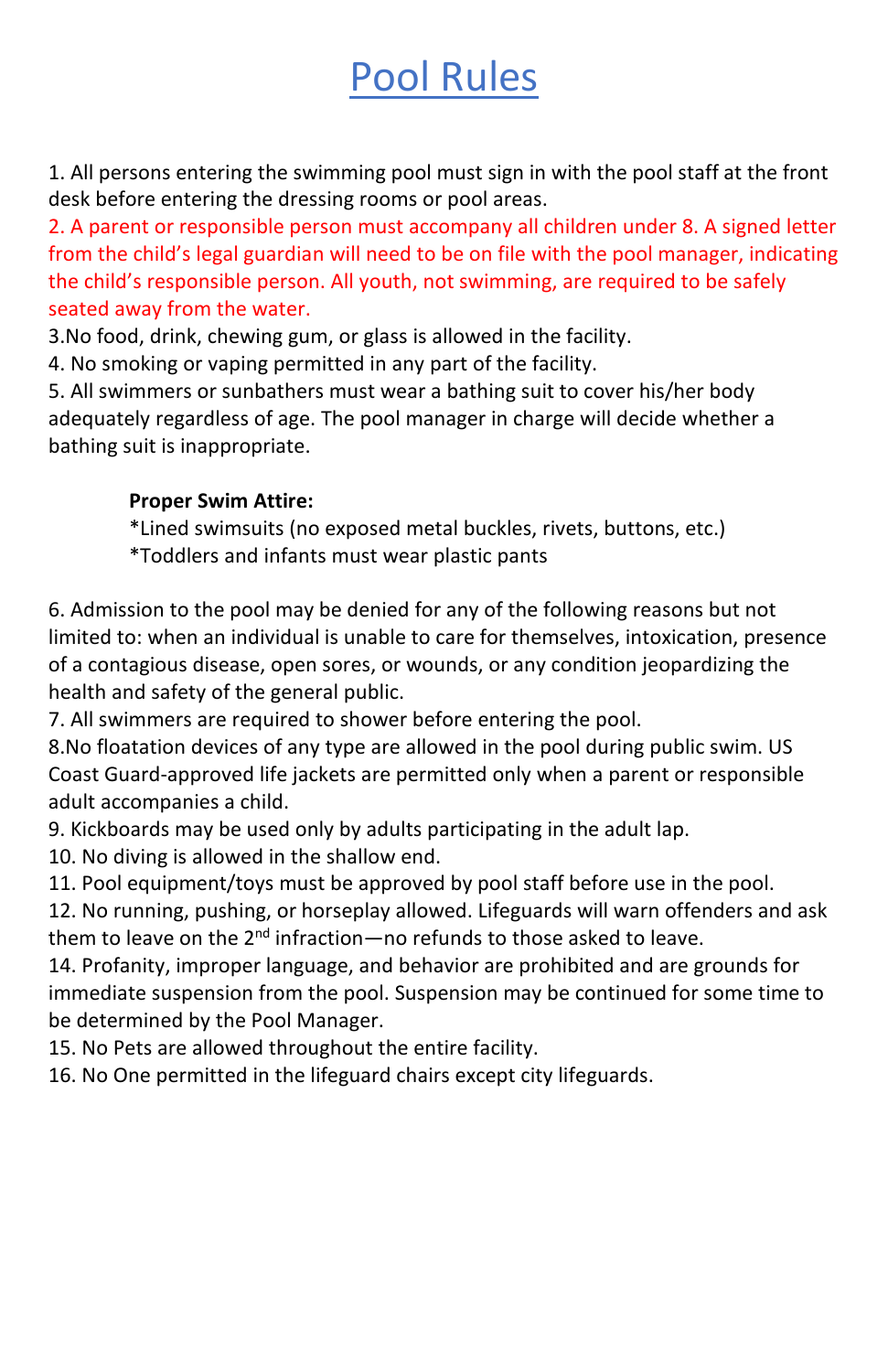# Pool Rules

1. All persons entering the swimming pool must sign in with the pool staff at the front desk before entering the dressing rooms or pool areas.
2. A parent or responsible person must accompany all children under 8. A signed letter from the child's legal guardian will need to be on file with the pool manager, indicating the child's responsible person. All youth, not swimming, are required to be safely seated away from the water.
3.No food, drink, chewing gum, or glass is allowed in the facility.
4. No smoking or vaping permitted in any part of the facility.
5. All swimmers or sunbathers must wear a bathing suit to cover his/her body adequately regardless of age. The pool manager in charge will decide whether a bathing suit is inappropriate.

**Proper Swim Attire:**

*Lined swimsuits (no exposed metal buckles, rivets, buttons, etc.)

*Toddlers and infants must wear plastic pants

6. Admission to the pool may be denied for any of the following reasons but not limited to: when an individual is unable to care for themselves, intoxication, presence of a contagious disease, open sores, or wounds, or any condition jeopardizing the health and safety of the general public.
7. All swimmers are required to shower before entering the pool.
8.No floatation devices of any type are allowed in the pool during public swim. US Coast Guard-approved life jackets are permitted only when a parent or responsible adult accompanies a child.
9. Kickboards may be used only by adults participating in the adult lap.
10. No diving is allowed in the shallow end.
11. Pool equipment/toys must be approved by pool staff before use in the pool.
12. No running, pushing, or horseplay allowed. Lifeguards will warn offenders and ask them to leave on the 2nd infraction—no refunds to those asked to leave.
14. Profanity, improper language, and behavior are prohibited and are grounds for immediate suspension from the pool. Suspension may be continued for some time to be determined by the Pool Manager.
15. No Pets are allowed throughout the entire facility.
16. No One permitted in the lifeguard chairs except city lifeguards.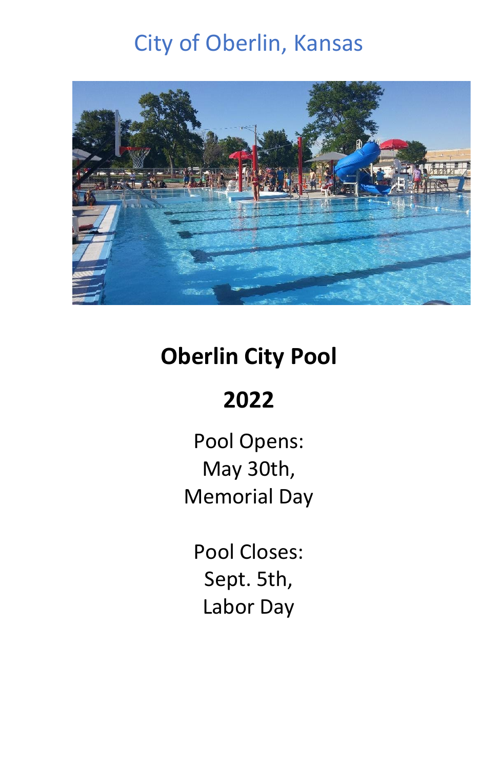City of Oberlin, Kansas

# Oberlin City Pool

# 2022

Pool Opens:
May 30th,
Memorial Day

Pool Closes:
Sept. 5th,
Labor Day